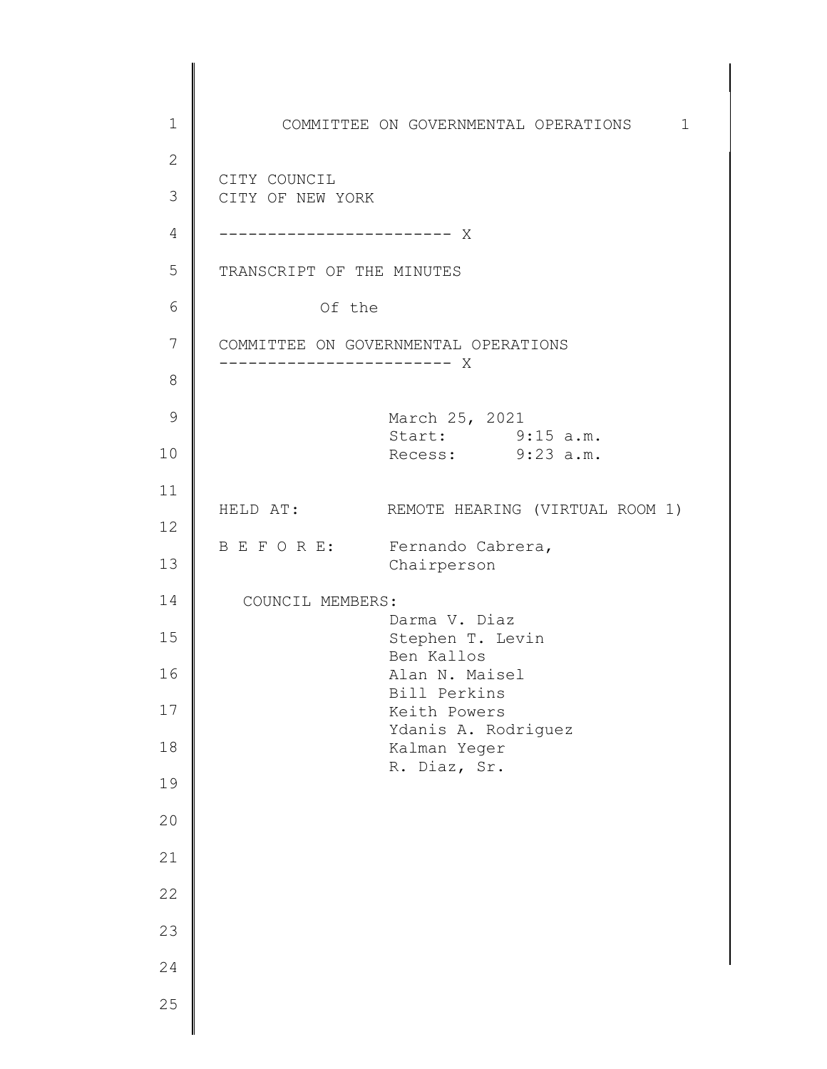COMMITTEE ON GOVERNMENTAL OPERATIONS

CITY COUNCIL
CITY OF NEW YORK

------------------------ X

TRANSCRIPT OF THE MINUTES

Of the

COMMITTEE ON GOVERNMENTAL OPERATIONS

------------------------ X

March 25, 2021
Start: 9:15 a.m.
Recess: 9:23 a.m.

HELD AT: REMOTE HEARING (VIRTUAL ROOM 1)

B E F O R E: Fernando Cabrera,
Chairperson

COUNCIL MEMBERS:
Darma V. Diaz
Stephen T. Levin
Ben Kallos
Alan N. Maisel
Bill Perkins
Keith Powers
Ydanis A. Rodriguez
Kalman Yeger
R. Diaz, Sr.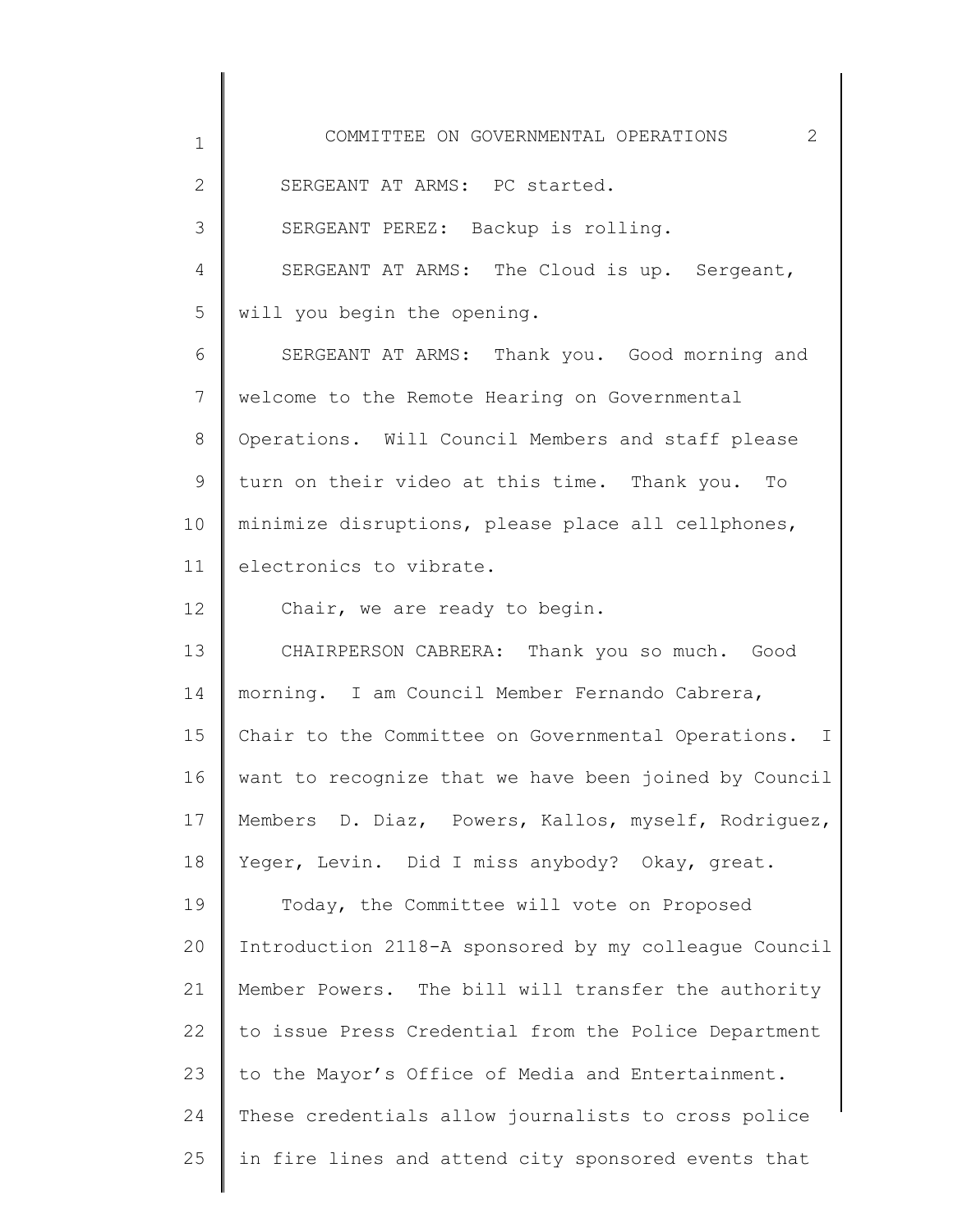SERGEANT AT ARMS: PC started.

SERGEANT PEREZ: Backup is rolling.

SERGEANT AT ARMS: The Cloud is up. Sergeant, will you begin the opening.

SERGEANT AT ARMS: Thank you. Good morning and welcome to the Remote Hearing on Governmental Operations. Will Council Members and staff please turn on their video at this time. Thank you. To minimize disruptions, please place all cellphones, electronics to vibrate.

Chair, we are ready to begin.

CHAIRPERSON CABRERA: Thank you so much. Good morning. I am Council Member Fernando Cabrera, Chair to the Committee on Governmental Operations. I want to recognize that we have been joined by Council Members D. Diaz, Powers, Kallos, myself, Rodriguez, Yeger, Levin. Did I miss anybody? Okay, great.

Today, the Committee will vote on Proposed Introduction 2118-A sponsored by my colleague Council Member Powers. The bill will transfer the authority to issue Press Credential from the Police Department to the Mayor's Office of Media and Entertainment. These credentials allow journalists to cross police in fire lines and attend city sponsored events that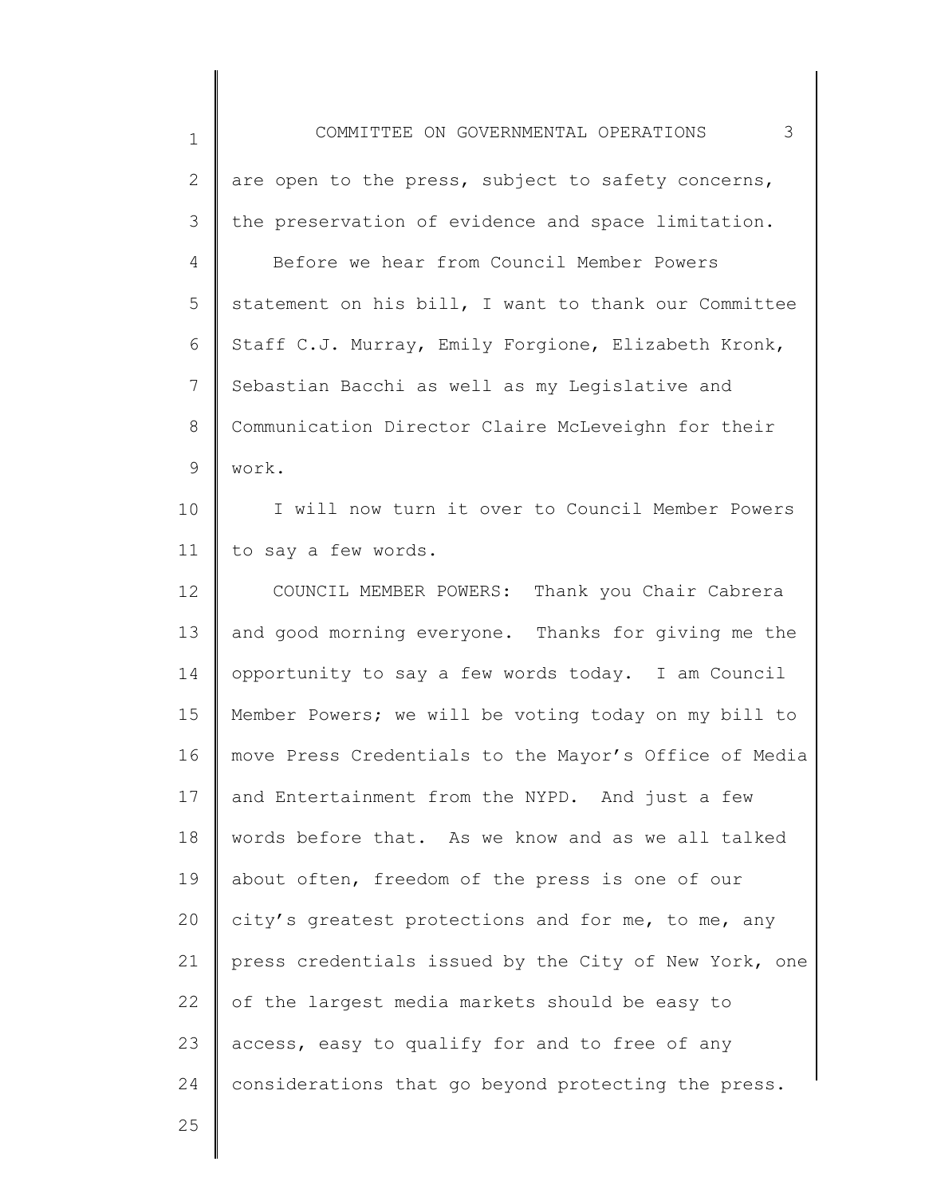are open to the press, subject to safety concerns, the preservation of evidence and space limitation.

Before we hear from Council Member Powers statement on his bill, I want to thank our Committee Staff C.J. Murray, Emily Forgione, Elizabeth Kronk, Sebastian Bacchi as well as my Legislative and Communication Director Claire McLeveighn for their work.

I will now turn it over to Council Member Powers to say a few words.

COUNCIL MEMBER POWERS: Thank you Chair Cabrera and good morning everyone. Thanks for giving me the opportunity to say a few words today. I am Council Member Powers; we will be voting today on my bill to move Press Credentials to the Mayor's Office of Media and Entertainment from the NYPD. And just a few words before that. As we know and as we all talked about often, freedom of the press is one of our city's greatest protections and for me, to me, any press credentials issued by the City of New York, one of the largest media markets should be easy to access, easy to qualify for and to free of any considerations that go beyond protecting the press.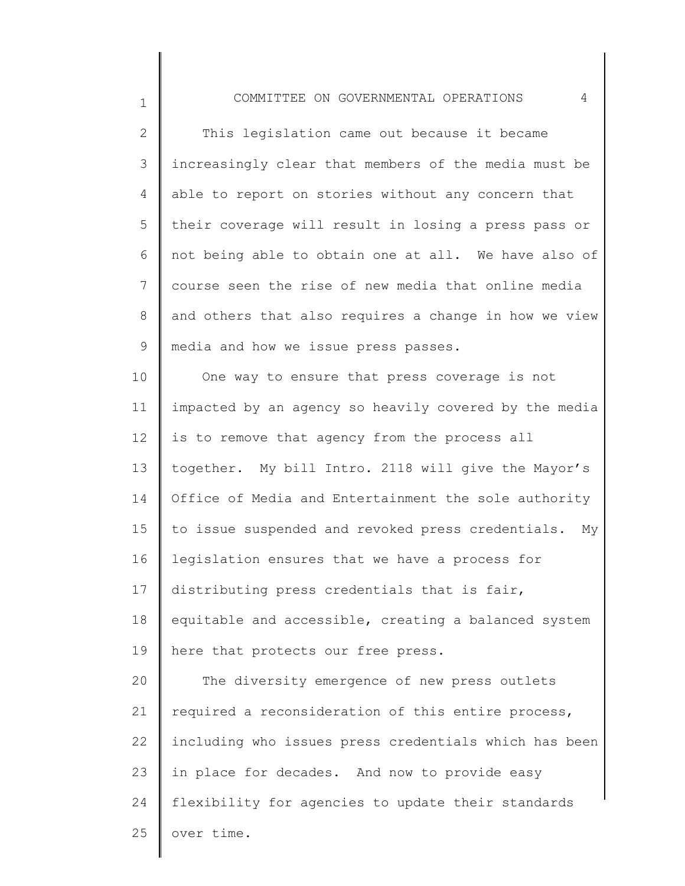This legislation came out because it became increasingly clear that members of the media must be able to report on stories without any concern that their coverage will result in losing a press pass or not being able to obtain one at all. We have also of course seen the rise of new media that online media and others that also requires a change in how we view media and how we issue press passes.

One way to ensure that press coverage is not impacted by an agency so heavily covered by the media is to remove that agency from the process all together. My bill Intro. 2118 will give the Mayor's Office of Media and Entertainment the sole authority to issue suspended and revoked press credentials. My legislation ensures that we have a process for distributing press credentials that is fair, equitable and accessible, creating a balanced system here that protects our free press.

The diversity emergence of new press outlets required a reconsideration of this entire process, including who issues press credentials which has been in place for decades. And now to provide easy flexibility for agencies to update their standards over time.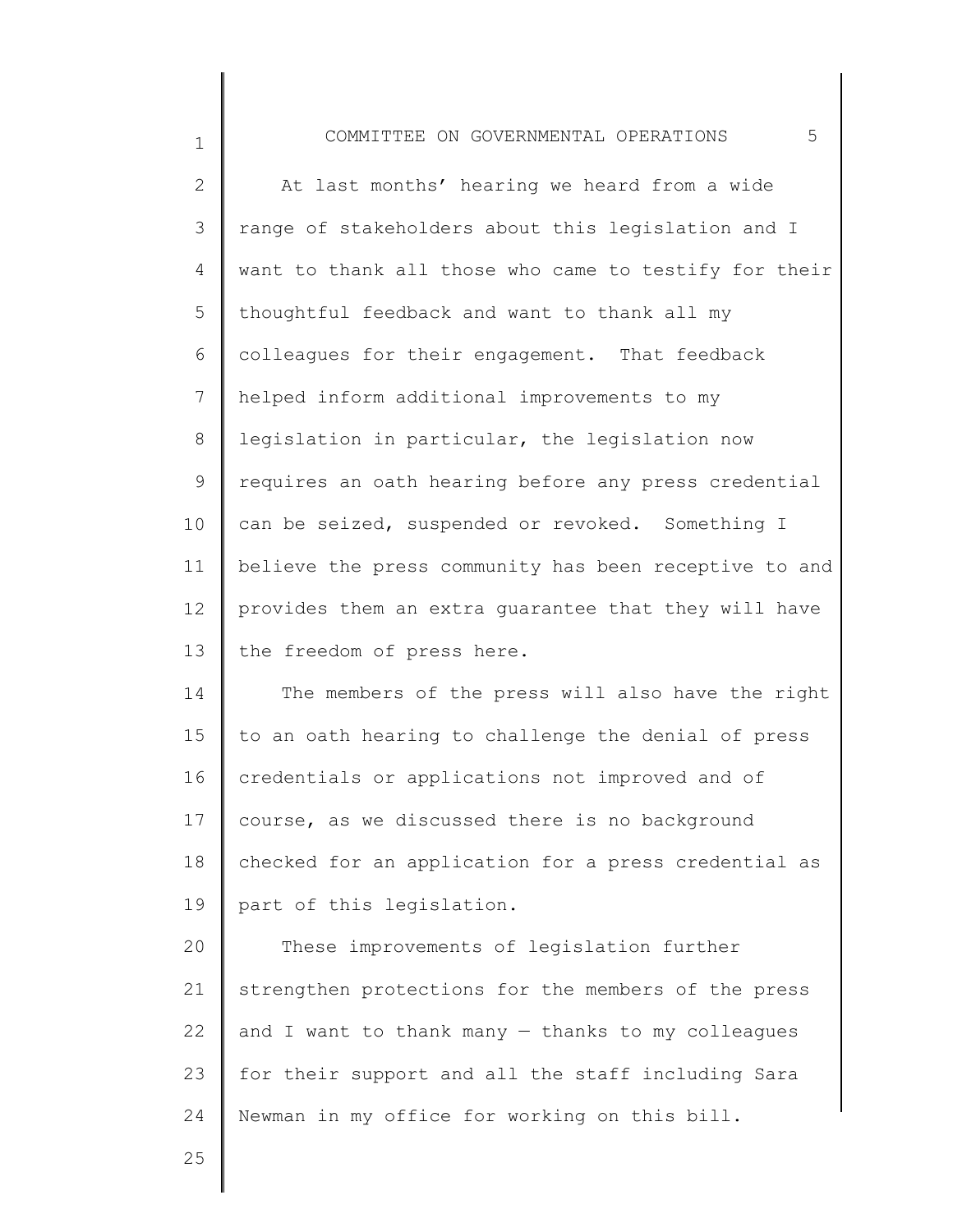At last months' hearing we heard from a wide range of stakeholders about this legislation and I want to thank all those who came to testify for their thoughtful feedback and want to thank all my colleagues for their engagement. That feedback helped inform additional improvements to my legislation in particular, the legislation now requires an oath hearing before any press credential can be seized, suspended or revoked. Something I believe the press community has been receptive to and provides them an extra guarantee that they will have the freedom of press here.

The members of the press will also have the right to an oath hearing to challenge the denial of press credentials or applications not improved and of course, as we discussed there is no background checked for an application for a press credential as part of this legislation.

These improvements of legislation further strengthen protections for the members of the press and I want to thank many — thanks to my colleagues for their support and all the staff including Sara Newman in my office for working on this bill.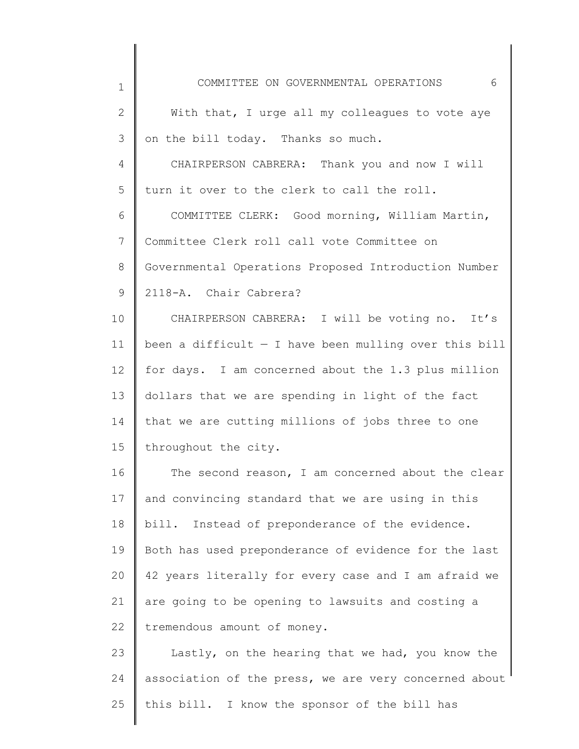With that, I urge all my colleagues to vote aye on the bill today. Thanks so much.

CHAIRPERSON CABRERA: Thank you and now I will turn it over to the clerk to call the roll.

COMMITTEE CLERK: Good morning, William Martin, Committee Clerk roll call vote Committee on Governmental Operations Proposed Introduction Number 2118-A. Chair Cabrera?

CHAIRPERSON CABRERA: I will be voting no. It's been a difficult — I have been mulling over this bill for days. I am concerned about the 1.3 plus million dollars that we are spending in light of the fact that we are cutting millions of jobs three to one throughout the city.

The second reason, I am concerned about the clear and convincing standard that we are using in this bill. Instead of preponderance of the evidence. Both has used preponderance of evidence for the last 42 years literally for every case and I am afraid we are going to be opening to lawsuits and costing a tremendous amount of money.

Lastly, on the hearing that we had, you know the association of the press, we are very concerned about this bill. I know the sponsor of the bill has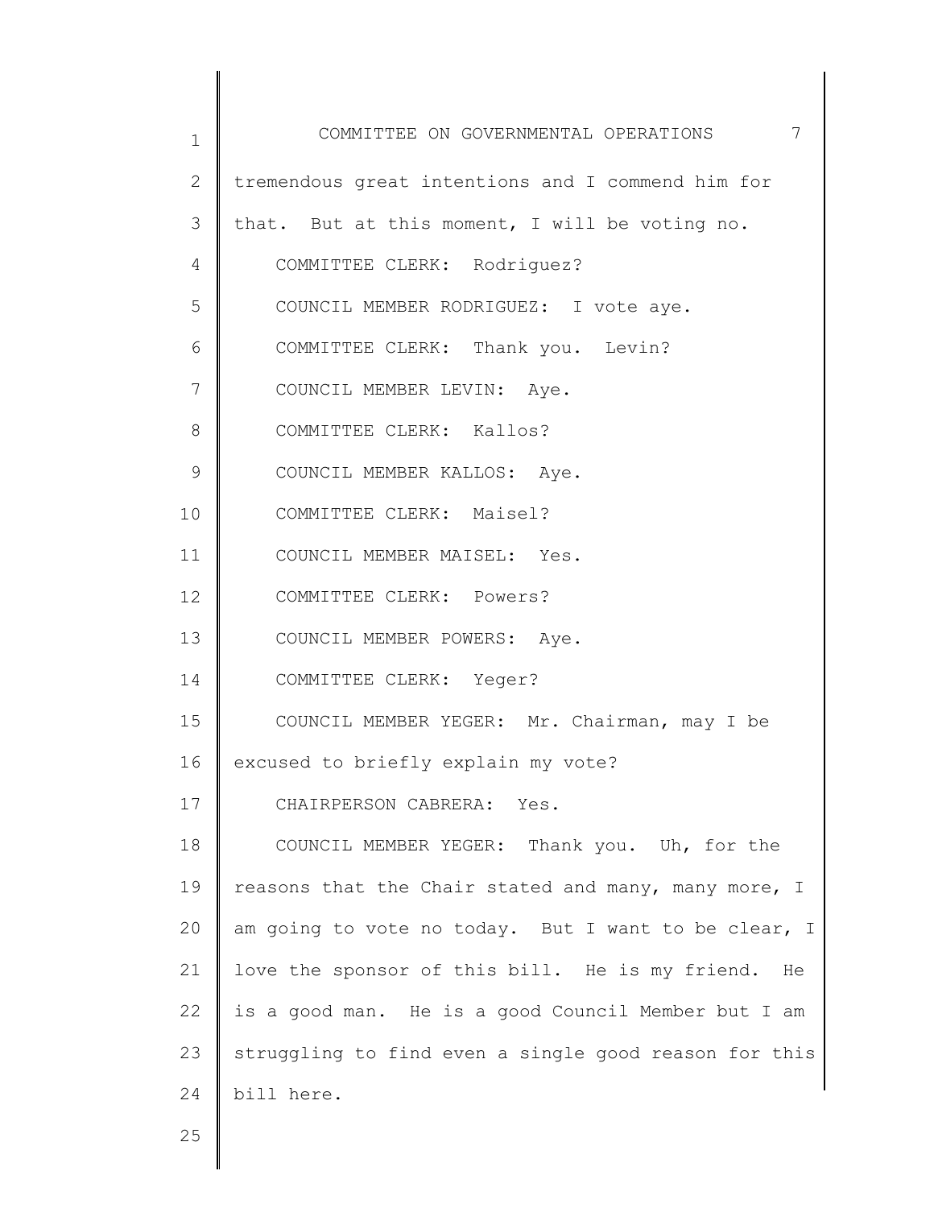tremendous great intentions and I commend him for that. But at this moment, I will be voting no.

COMMITTEE CLERK: Rodriguez?

COUNCIL MEMBER RODRIGUEZ: I vote aye.

COMMITTEE CLERK: Thank you. Levin?

COUNCIL MEMBER LEVIN: Aye.

COMMITTEE CLERK: Kallos?

COUNCIL MEMBER KALLOS: Aye.

COMMITTEE CLERK: Maisel?

COUNCIL MEMBER MAISEL: Yes.

COMMITTEE CLERK: Powers?

COUNCIL MEMBER POWERS: Aye.

COMMITTEE CLERK: Yeger?

COUNCIL MEMBER YEGER: Mr. Chairman, may I be excused to briefly explain my vote?

CHAIRPERSON CABRERA: Yes.

COUNCIL MEMBER YEGER: Thank you. Uh, for the reasons that the Chair stated and many, many more, I am going to vote no today. But I want to be clear, I love the sponsor of this bill. He is my friend. He is a good man. He is a good Council Member but I am struggling to find even a single good reason for this bill here.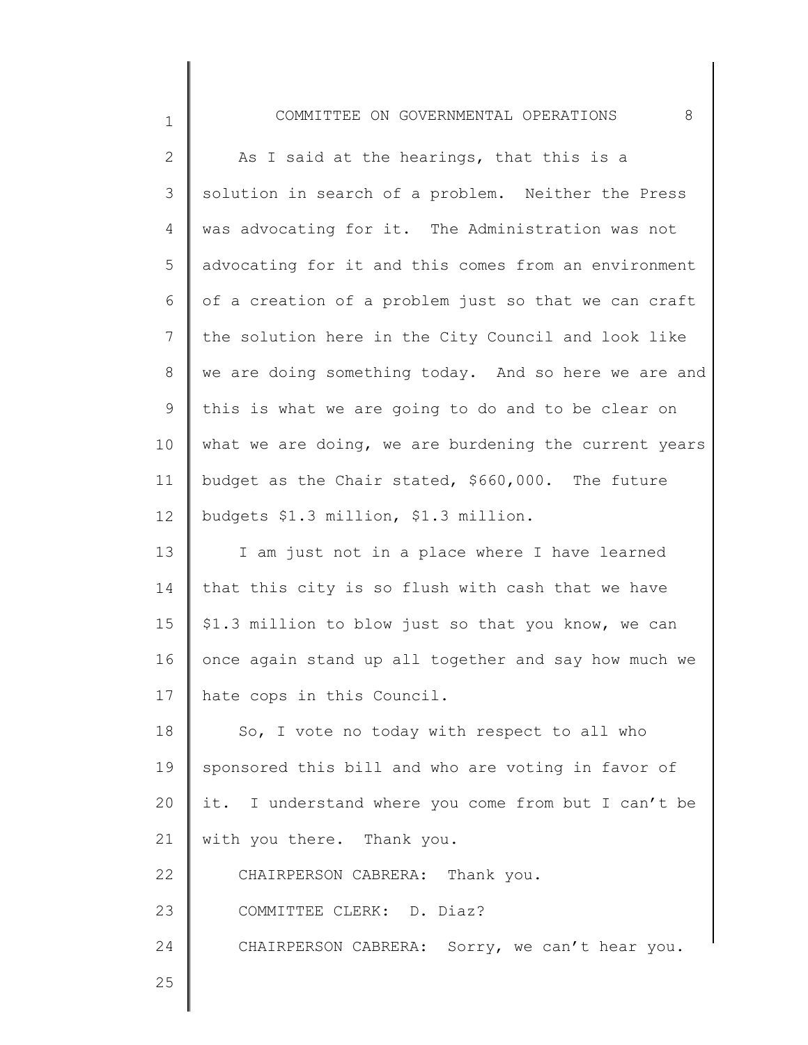As I said at the hearings, that this is a solution in search of a problem. Neither the Press was advocating for it. The Administration was not advocating for it and this comes from an environment of a creation of a problem just so that we can craft the solution here in the City Council and look like we are doing something today. And so here we are and this is what we are going to do and to be clear on what we are doing, we are burdening the current years budget as the Chair stated, $660,000. The future budgets $1.3 million, $1.3 million.

I am just not in a place where I have learned that this city is so flush with cash that we have $1.3 million to blow just so that you know, we can once again stand up all together and say how much we hate cops in this Council.

So, I vote no today with respect to all who sponsored this bill and who are voting in favor of it. I understand where you come from but I can't be with you there. Thank you.

CHAIRPERSON CABRERA: Thank you.

COMMITTEE CLERK: D. Diaz?

CHAIRPERSON CABRERA: Sorry, we can't hear you.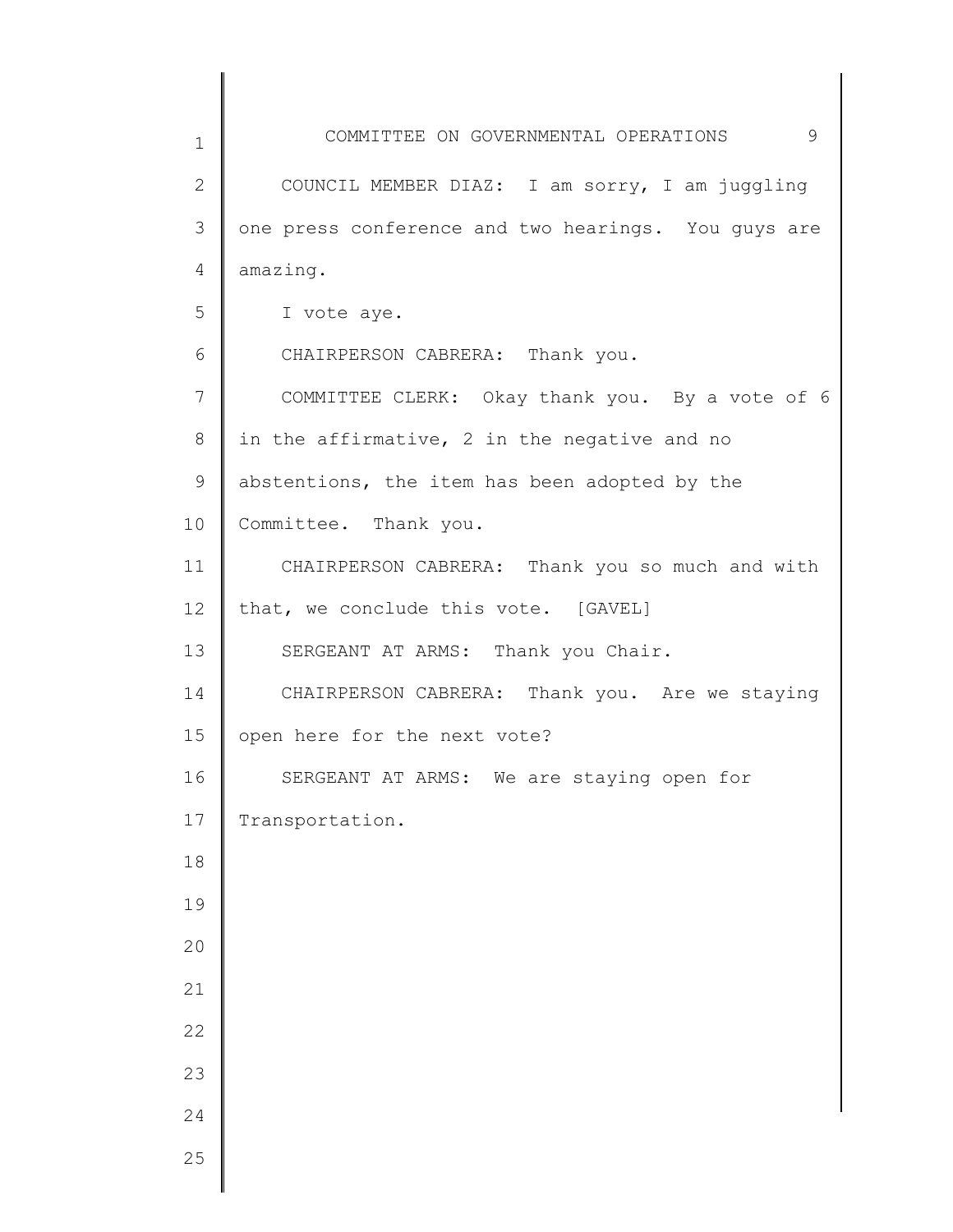COUNCIL MEMBER DIAZ: I am sorry, I am juggling one press conference and two hearings. You guys are amazing.

I vote aye.

CHAIRPERSON CABRERA: Thank you.

COMMITTEE CLERK: Okay thank you. By a vote of 6 in the affirmative, 2 in the negative and no abstentions, the item has been adopted by the Committee. Thank you.

CHAIRPERSON CABRERA: Thank you so much and with that, we conclude this vote. [GAVEL]

SERGEANT AT ARMS: Thank you Chair.

CHAIRPERSON CABRERA: Thank you. Are we staying open here for the next vote?

SERGEANT AT ARMS: We are staying open for Transportation.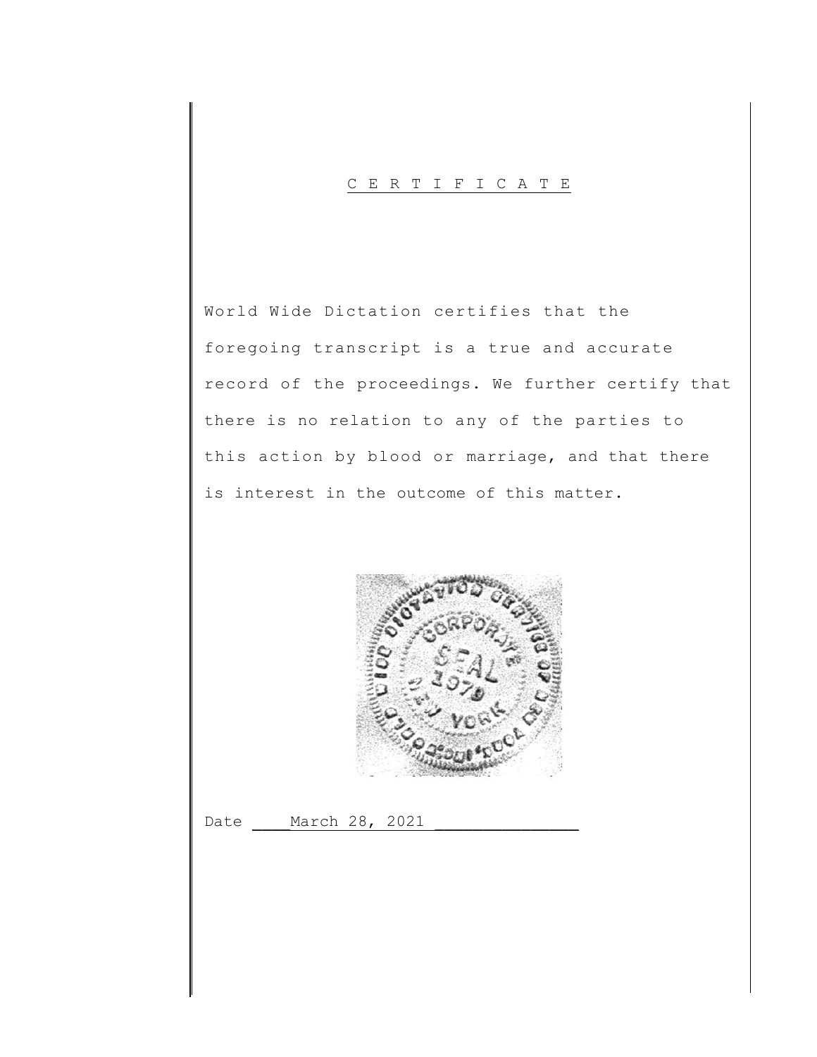# C E R T I F I C A T E

World Wide Dictation certifies that the foregoing transcript is a true and accurate record of the proceedings. We further certify that there is no relation to any of the parties to this action by blood or marriage, and that there is interest in the outcome of this matter.

Date March 28, 2021